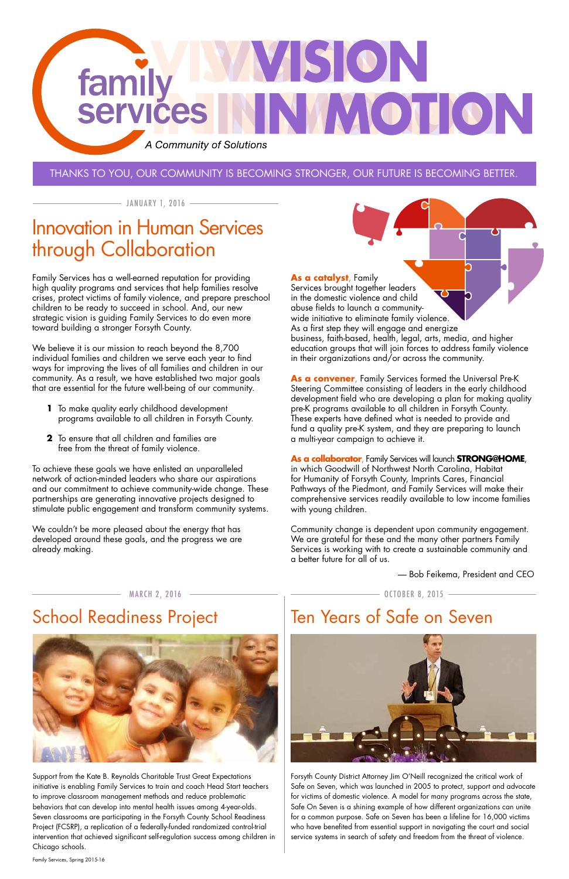# family services VISION IN MOTION

*A Community of Solutions*

THANKS TO YOU, OUR COMMUNITY IS BECOMING STRONGER, OUR FUTURE IS BECOMING BETTER.

JANUARY 1, 2016

## Innovation in Human Services through Collaboration

Family Services has a well-earned reputation for providing high quality programs and services that help families resolve crises, protect victims of family violence, and prepare preschool children to be ready to succeed in school. And, our new strategic vision is guiding Family Services to do even more toward building a stronger Forsyth County.

We believe it is our mission to reach beyond the 8,700 individual families and children we serve each year to find ways for improving the lives of all families and children in our community. As a result, we have established two major goals that are essential for the future well-being of our community.

1. To make quality early childhood development programs available to all children in Forsyth County.
2. To ensure that all children and families are free from the threat of family violence.

To achieve these goals we have enlisted an unparalleled network of action-minded leaders who share our aspirations and our commitment to achieve community-wide change. These partnerships are generating innovative projects designed to stimulate public engagement and transform community systems.

We couldn't be more pleased about the energy that has developed around these goals, and the progress we are already making.

**As a catalyst**, Family Services brought together leaders in the domestic violence and child abuse fields to launch a community-wide initiative to eliminate family violence. As a first step they will engage and energize business, faith-based, health, legal, arts, media, and higher education groups that will join forces to address family violence in their organizations and/or across the community.

**As a convener**, Family Services formed the Universal Pre-K Steering Committee consisting of leaders in the early childhood development field who are developing a plan for making quality pre-K programs available to all children in Forsyth County. These experts have defined what is needed to provide and fund a quality pre-K system, and they are preparing to launch a multi-year campaign to achieve it.

**As a collaborator**, Family Services will launch **STRONG@HOME**, in which Goodwill of Northwest North Carolina, Habitat for Humanity of Forsyth County, Imprints Cares, Financial Pathways of the Piedmont, and Family Services will make their comprehensive services readily available to low income families with young children.

Community change is dependent upon community engagement. We are grateful for these and the many other partners Family Services is working with to create a sustainable community and a better future for all of us.

— Bob Feikema, President and CEO

MARCH 2, 2016

## School Readiness Project

Support from the Kate B. Reynolds Charitable Trust Great Expectations initiative is enabling Family Services to train and coach Head Start teachers to improve classroom management methods and reduce problematic behaviors that can develop into mental health issues among 4-year-olds. Seven classrooms are participating in the Forsyth County School Readiness Project (FCSRP), a replication of a federally-funded randomized control-trial intervention that achieved significant self-regulation success among children in Chicago schools.

OCTOBER 8, 2015

## Ten Years of Safe on Seven

Forsyth County District Attorney Jim O'Neill recognized the critical work of Safe on Seven, which was launched in 2005 to protect, support and advocate for victims of domestic violence. A model for many programs across the state, Safe On Seven is a shining example of how different organizations can unite for a common purpose. Safe on Seven has been a lifeline for 16,000 victims who have benefited from essential support in navigating the court and social service systems in search of safety and freedom from the threat of violence.

Family Services, Spring 2015-16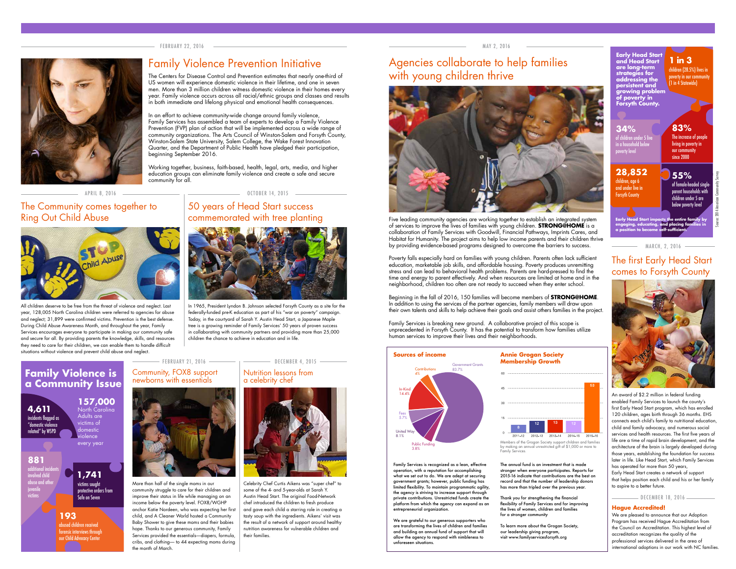FEBRUARY 22, 2016

## Family Violence Prevention Initiative

The Centers for Disease Control and Prevention estimates that nearly one-third of US women will experience domestic violence in their lifetime, and one in seven men. More than 3 million children witness domestic violence in their homes every year. Family violence occurs across all racial/ethnic groups and classes and results in both immediate and lifelong physical and emotional health consequences.

In an effort to achieve community-wide change around family violence, Family Services has assembled a team of experts to develop a Family Violence Prevention (FVP) plan of action that will be implemented across a wide range of community organizations. The Arts Council of Winston-Salem and Forsyth County, Winston-Salem State University, Salem College, the Wake Forest Innovation Quarter, and the Department of Public Health have pledged their participation, beginning September 2016.

Working together, business, faith-based, health, legal, arts, media, and higher education groups can eliminate family violence and create a safe and secure community for all.

APRIL 8, 2016

## The Community comes together to Ring Out Child Abuse

All children deserve to be free from the threat of violence and neglect. Last year, 128,005 North Carolina children were referred to agencies for abuse and neglect; 31,899 were confirmed victims. Prevention is the best defense. During Child Abuse Awareness Month, and throughout the year, Family Services encourages everyone to participate in making our community safe and secure for all. By providing parents the knowledge, skills, and resources they need to care for their children, we can enable them to handle difficult situations without violence and prevent child abuse and neglect.

OCTOBER 14, 2015

## 50 years of Head Start success commemorated with tree planting

In 1965, President Lyndon B. Johnson selected Forsyth County as a site for the federally-funded pre-K education as part of his "war on poverty" campaign. Today, in the courtyard of Sarah Y. Austin Head Start, a Japanese Maple tree is a growing reminder of Family Services' 50 years of proven success in collaborating with community partners and providing more than 25,000 children the chance to achieve in education and in life.

## Family Violence is a Community Issue

**4,611** incidents flagged as "domestic violence related" by WSPD

**157,000** North Carolina Adults are victims of domestic violence every year

**881** additional incidents involved child abuse and other juvenile victims

**1,741** victims sought protective orders from Safe on Seven

**193** abused children received forensic interviews through our Child Advocacy Center

FEBRUARY 21, 2016

## Community, FOX8 support newborns with essentials

More than half of the single moms in our community struggle to care for their children and improve their status in life while managing on an income below the poverty level. FOX8/WGHP anchor Katie Nordeen, who was expecting her first child, and A Cleaner World hosted a Community Baby Shower to give these moms and their babies hope. Thanks to our generous community, Family Services provided the essentials—diapers, formula, cribs, and clothing— to 44 expecting moms during the month of March.

DECEMBER 4, 2015

## Nutrition lessons from a celebrity chef

Celebrity Chef Curtis Aikens was "super chef" to some of the 4- and 5-year-olds at Sarah Y. Austin Head Start. The original Food-Network chef introduced the children to fresh produce and gave each child a starring role in creating a tasty soup with the ingredients. Aikens' visit was the result of a network of support around healthy nutrition awareness for vulnerable children and their families.

MAY 2, 2016

## Agencies collaborate to help families with young children thrive

Five leading community agencies are working together to establish an integrated system of services to improve the lives of families with young children. **STRONG@HOME** is a collaboration of Family Services with Goodwill, Financial Pathways, Imprints Cares, and Habitat for Humanity. The project aims to help low income parents and their children thrive by providing evidence-based programs designed to overcome the barriers to success.

Poverty falls especially hard on families with young children. Parents often lack sufficient education, marketable job skills, and affordable housing. Poverty produces unremitting stress and can lead to behavioral health problems. Parents are hard-pressed to find the time and energy to parent effectively. And when resources are limited at home and in the neighborhood, children too often are not ready to succeed when they enter school.

Beginning in the fall of 2016, 150 families will become members of **STRONG@HOME**. In addition to using the services of the partner agencies, family members will draw upon their own talents and skills to help achieve their goals and assist others families in the project.

Family Services is breaking new ground. A collaborative project of this scope is unprecedented in Forsyth County. It has the potential to transform how families utilize human services to improve their lives and their neighborhoods.

**Sources of income**

| Source | Percent |
|---|---|
| Government Grants | 83.7% |
| Contributions | 4% |
| In-Kind | 14.4% |
| Fees | 5.7% |
| United Way | 8.1% |
| Public Funding | 3.8% |

**Annie Grogan Society Membership Growth**

| Year | Members |
|---|---|
| 2011–12 | 8 |
| 2012–13 | 12 |
| 2013–14 | 13 |
| 2014–15 | 12 |
| 2015–16 | 53 |

Members of the Grogan Society support children and families by making an annual unrestricted gift of $1,000 or more to Family Services.

Family Services is recognized as a lean, effective operation, with a reputation for accomplishing what we set out to do. We are adept at securing government grants; however, public funding has limited flexibility. To maintain programmatic agility, the agency is striving to increase support through private contributions. Unrestricted funds create the platform from which the agency can expand as an entrepreneurial organization.

We are grateful to our generous supporters who are transforming the lives of children and families and building an annual fund of support that will allow the agency to respond with nimbleness to unforeseen situations.

The annual fund is an investment that is made stronger when everyone participates. Reports for 2015-16 indicate that contributions are the best on record and that the number of leadership donors has more than tripled over the previous year.

Thank you for strengthening the financial flexibility of Family Services and for improving the lives of women, children and families for a stronger community

To learn more about the Grogan Society, our leadership giving program, visit www.familyservicesforsyth.org

**Early Head Start and Head Start are long-term strategies for addressing the persistent and growing problem of poverty in Forsyth County.**

**1 in 3** children (28.5%) lives in poverty in our community (1 in 4 Statewide)

**34%** of children under 5 live in a household below poverty level

**83%** The increase of people living in poverty in our community since 2000

**28,852** children, age 6 and under live in Forsyth County

**55%** of female-headed single-parent households with children under 5 are below poverty level

**Early Head Start impacts the entire family by engaging, educating, and placing families in a position to become self-sufficient.**

Source: 2014 American Community Survey

MARCH, 2, 2016

## The first Early Head Start comes to Forsyth County

An award of $2.2 million in federal funding enabled Family Services to launch the county's first Early Head Start program, which has enrolled 120 children, ages birth through 36 months. EHS connects each child's family to nutritional education, child and family advocacy, and numerous social services and health resources. The first five years of life are a time of rapid brain development, and the architecture of the brain is largely developed during those years, establishing the foundation for success later in life. Like Head Start, which Family Services has operated for more than 50 years, Early Head Start creates a network of support that helps position each child and his or her family to aspire to a better future.

DECEMBER 18, 2016

### Hague Accredited!

We are pleased to announce that our Adoption Program has received Hague Accreditation from the Council on Accreditation. This highest level of accreditation recognizes the quality of the professional services delivered in the area of international adoptions in our work with NC families.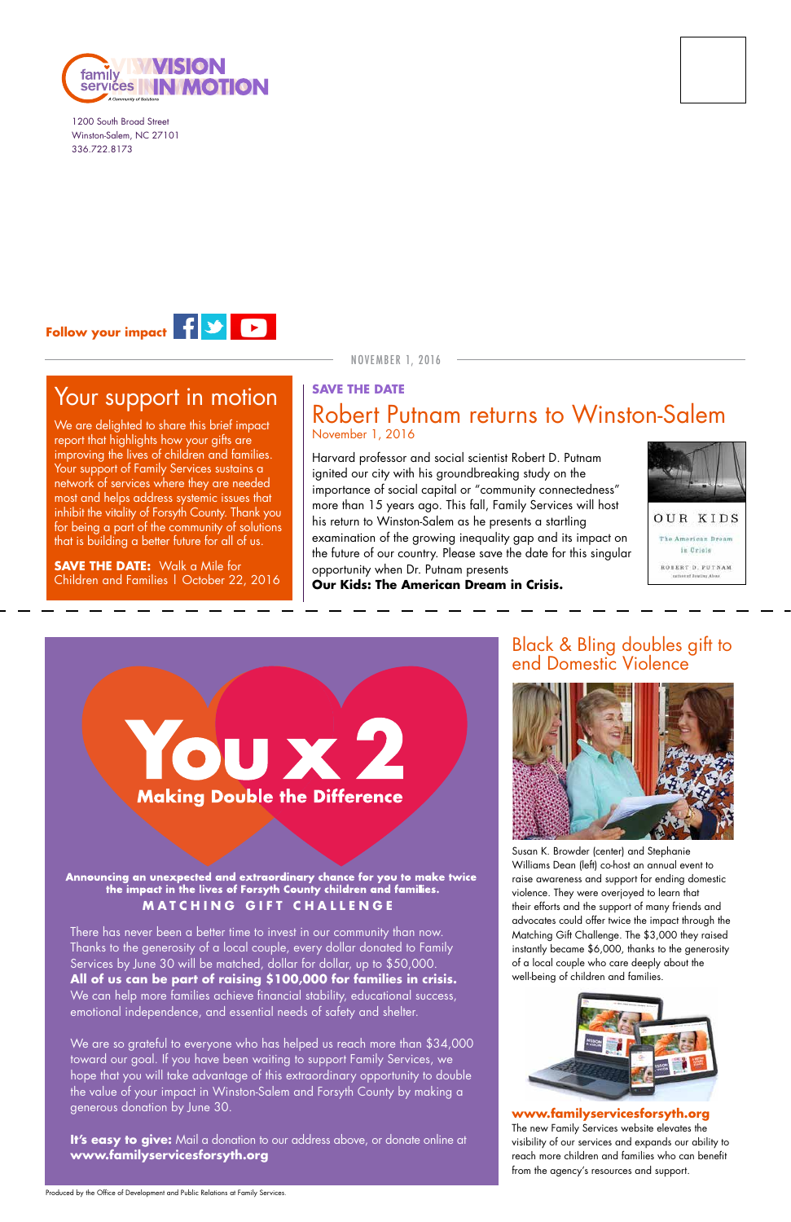family services VISION IN MOTION

A Community of Solutions

1200 South Broad Street
Winston-Salem, NC 27101
336.722.8173

**Follow your impact**

NOVEMBER 1, 2016

## Your support in motion

We are delighted to share this brief impact report that highlights how your gifts are improving the lives of children and families. Your support of Family Services sustains a network of services where they are needed most and helps address systemic issues that inhibit the vitality of Forsyth County. Thank you for being a part of the community of solutions that is building a better future for all of us.

**SAVE THE DATE:** Walk a Mile for Children and Families | October 22, 2016

**SAVE THE DATE**

## Robert Putnam returns to Winston-Salem

November 1, 2016

Harvard professor and social scientist Robert D. Putnam ignited our city with his groundbreaking study on the importance of social capital or "community connectedness" more than 15 years ago. This fall, Family Services will host his return to Winston-Salem as he presents a startling examination of the growing inequality gap and its impact on the future of our country. Please save the date for this singular opportunity when Dr. Putnam presents **Our Kids: The American Dream in Crisis.**

OUR KIDS
The American Dream in Crisis
ROBERT D. PUTNAM

# You x 2

## Making Double the Difference

**Announcing an unexpected and extraordinary chance for you to make twice the impact in the lives of Forsyth County children and families.**

**MATCHING GIFT CHALLENGE**

There has never been a better time to invest in our community than now. Thanks to the generosity of a local couple, every dollar donated to Family Services by June 30 will be matched, dollar for dollar, up to $50,000. **All of us can be part of raising $100,000 for families in crisis.** We can help more families achieve financial stability, educational success, emotional independence, and essential needs of safety and shelter.

We are so grateful to everyone who has helped us reach more than $34,000 toward our goal. If you have been waiting to support Family Services, we hope that you will take advantage of this extraordinary opportunity to double the value of your impact in Winston-Salem and Forsyth County by making a generous donation by June 30.

**It's easy to give:** Mail a donation to our address above, or donate online at **www.familyservicesforsyth.org**

## Black & Bling doubles gift to end Domestic Violence

Susan K. Browder (center) and Stephanie Williams Dean (left) co-host an annual event to raise awareness and support for ending domestic violence. They were overjoyed to learn that their efforts and the support of many friends and advocates could offer twice the impact through the Matching Gift Challenge. The $3,000 they raised instantly became $6,000, thanks to the generosity of a local couple who care deeply about the well-being of children and families.

**www.familyservicesforsyth.org**
The new Family Services website elevates the visibility of our services and expands our ability to reach more children and families who can benefit from the agency's resources and support.

Produced by the Office of Development and Public Relations at Family Services.